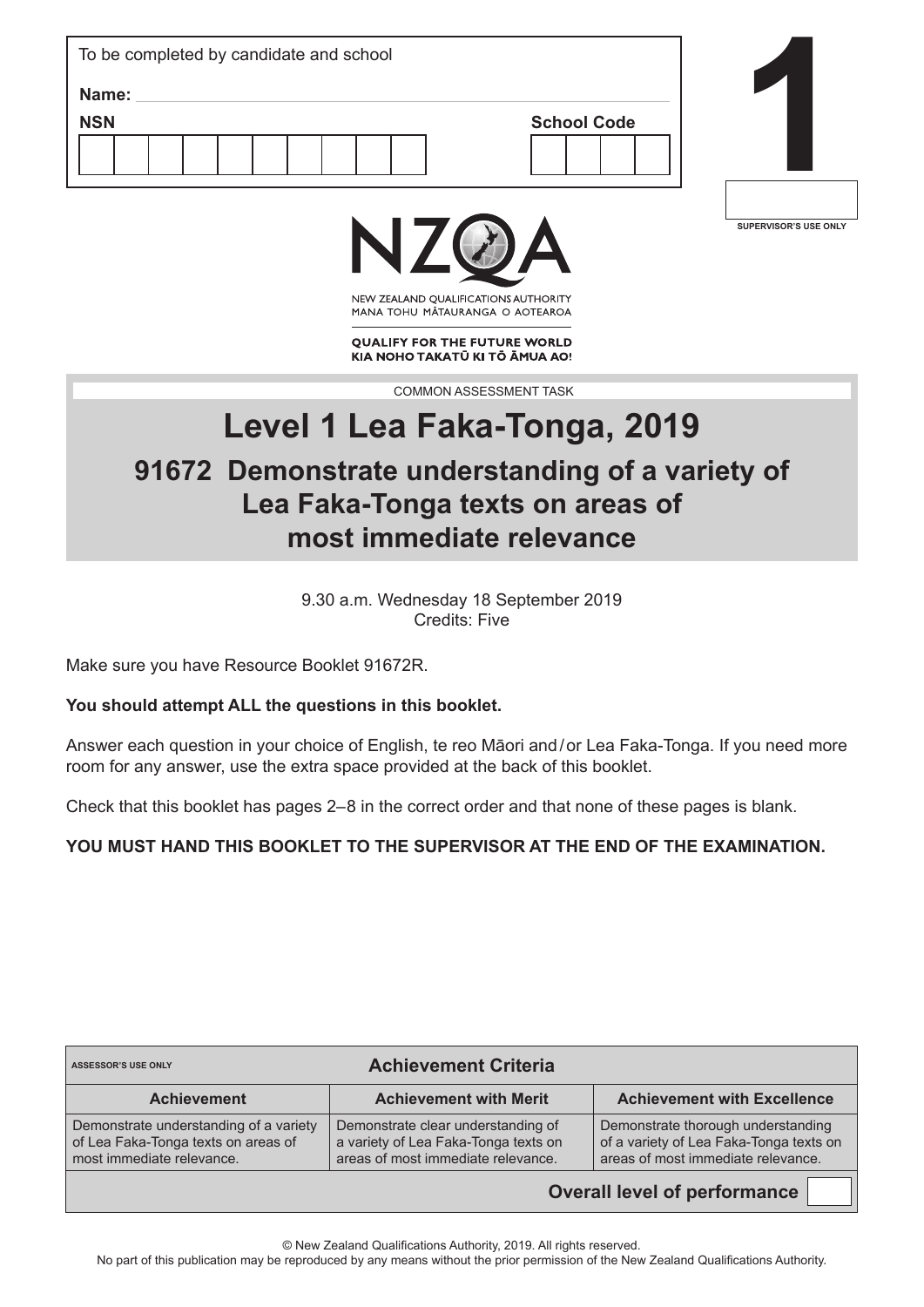To be completed by candidate and school

**Name:**

**NSN**

**School Code**

# 1

SUPERVISOR'S USE ONLY

NZQA

NEW ZEALAND QUALIFICATIONS AUTHORITY
MANA TOHU MĀTAURANGA O AOTEAROA

**QUALIFY FOR THE FUTURE WORLD**
**KIA NOHO TAKATŪ KI TŌ ĀMUA AO!**

COMMON ASSESSMENT TASK

# Level 1 Lea Faka-Tonga, 2019

## 91672 Demonstrate understanding of a variety of Lea Faka-Tonga texts on areas of most immediate relevance

9.30 a.m. Wednesday 18 September 2019
Credits: Five

Make sure you have Resource Booklet 91672R.

**You should attempt ALL the questions in this booklet.**

Answer each question in your choice of English, te reo Māori and/or Lea Faka-Tonga. If you need more room for any answer, use the extra space provided at the back of this booklet.

Check that this booklet has pages 2–8 in the correct order and that none of these pages is blank.

**YOU MUST HAND THIS BOOKLET TO THE SUPERVISOR AT THE END OF THE EXAMINATION.**

| ASSESSOR'S USE ONLY — Achievement Criteria | | |
|---|---|---|
| **Achievement** | **Achievement with Merit** | **Achievement with Excellence** |
| Demonstrate understanding of a variety of Lea Faka-Tonga texts on areas of most immediate relevance. | Demonstrate clear understanding of a variety of Lea Faka-Tonga texts on areas of most immediate relevance. | Demonstrate thorough understanding of a variety of Lea Faka-Tonga texts on areas of most immediate relevance. |
| | | **Overall level of performance** |

© New Zealand Qualifications Authority, 2019. All rights reserved.
No part of this publication may be reproduced by any means without the prior permission of the New Zealand Qualifications Authority.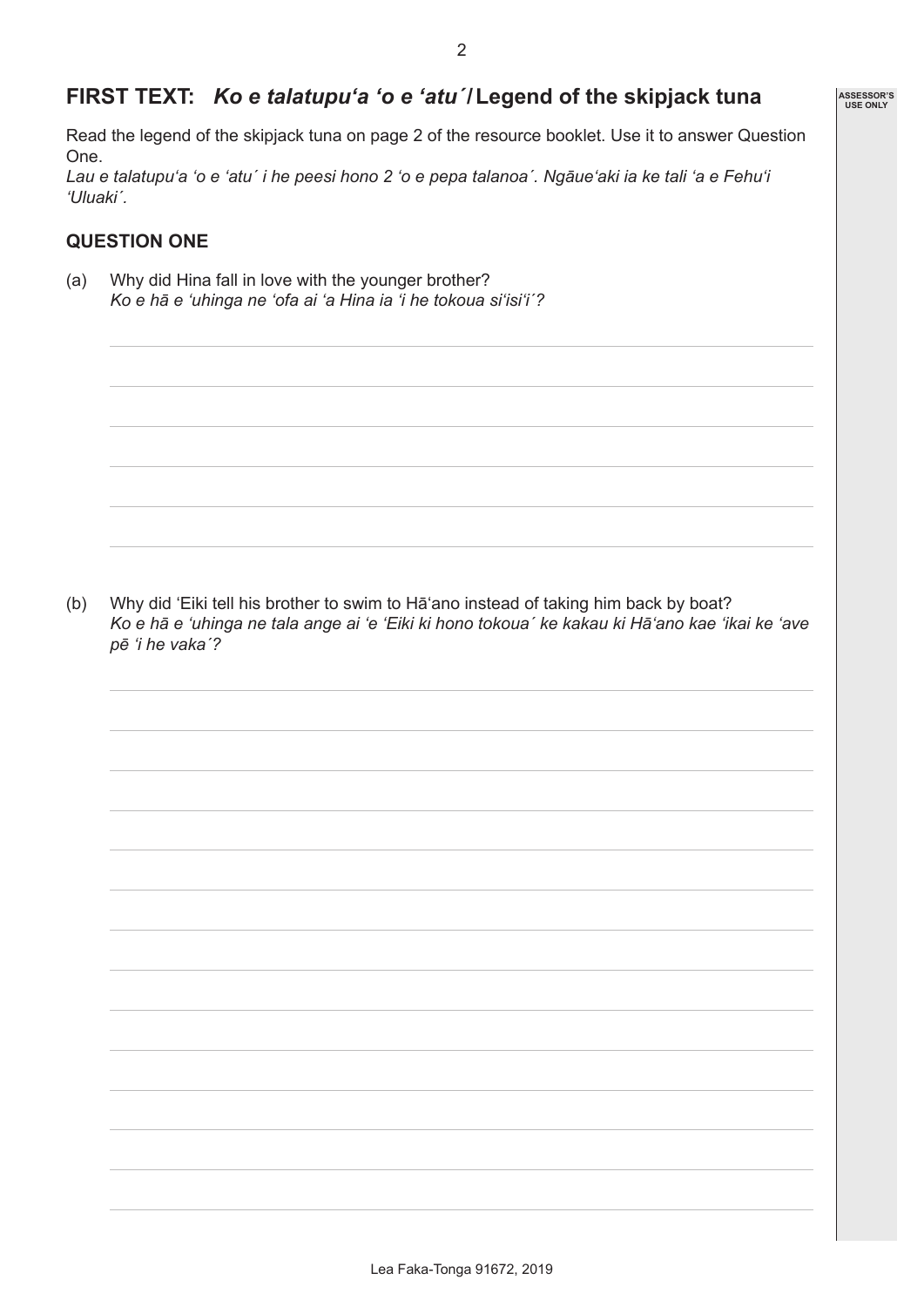## FIRST TEXT: *Ko e talatupu'a 'o e 'atu´* / Legend of the skipjack tuna

Read the legend of the skipjack tuna on page 2 of the resource booklet. Use it to answer Question One.
*Lau e talatupu'a 'o e 'atu´ i he peesi hono 2 'o e pepa talanoa´. Ngāue'aki ia ke tali 'a e Fehu'i 'Uluaki´.*

### QUESTION ONE

(a) Why did Hina fall in love with the younger brother?
*Ko e hā e 'uhinga ne 'ofa ai 'a Hina ia 'i he tokoua si'isi'i´?*

(b) Why did 'Eiki tell his brother to swim to Hā'ano instead of taking him back by boat?
*Ko e hā e 'uhinga ne tala ange ai 'e 'Eiki ki hono tokoua´ ke kakau ki Hā'ano kae 'ikai ke 'ave pē 'i he vaka´?*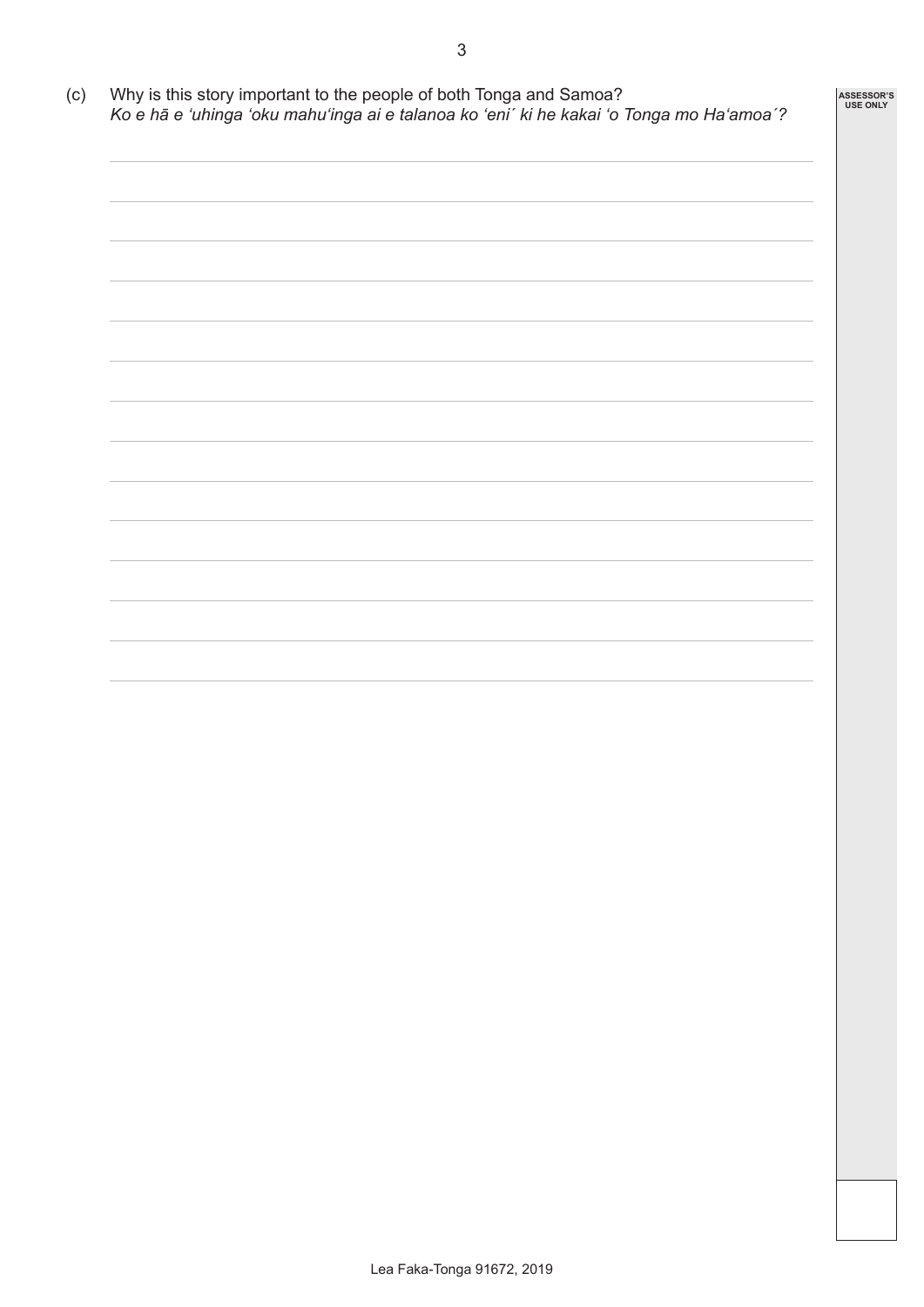(c) Why is this story important to the people of both Tonga and Samoa?
*Ko e hā e ʻuhinga ʻoku mahuʻinga ai e talanoa ko ʻeni´ ki he kakai ʻo Tonga mo Haʻamoa´?*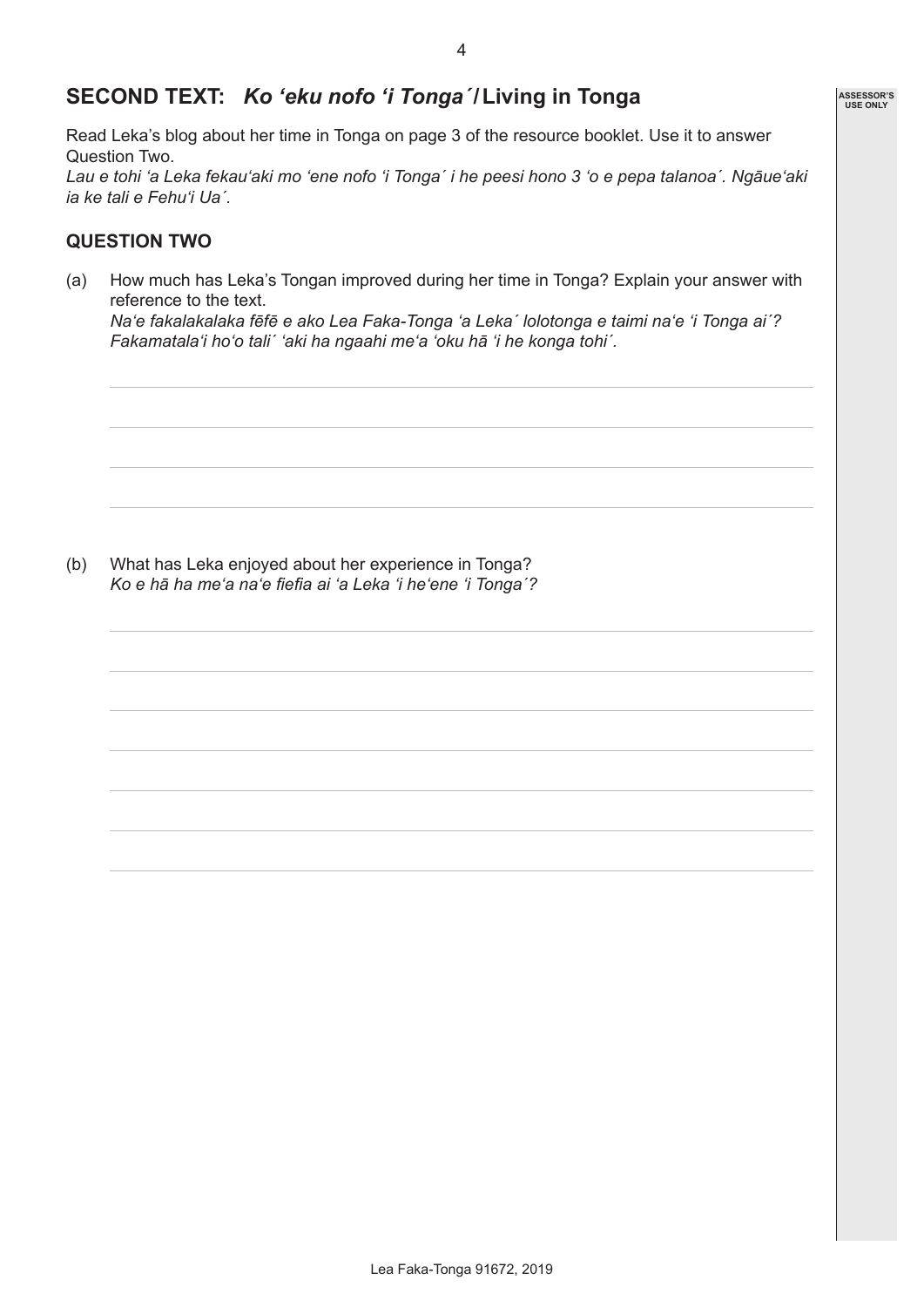## SECOND TEXT: *Ko ʻeku nofo ʻi Tonga´* / Living in Tonga

Read Leka's blog about her time in Tonga on page 3 of the resource booklet. Use it to answer Question Two.
*Lau e tohi ʻa Leka fekauʻaki mo ʻene nofo ʻi Tonga´ i he peesi hono 3 ʻo e pepa talanoa´. Ngāueʻaki ia ke tali e Fehuʻi Ua´.*

### QUESTION TWO

(a) How much has Leka's Tongan improved during her time in Tonga? Explain your answer with reference to the text.
*Naʻe fakalakalaka fēfē e ako Lea Faka-Tonga ʻa Leka´ lolotonga e taimi naʻe ʻi Tonga ai´? Fakamatalaʻi hoʻo tali´ ʻaki ha ngaahi meʻa ʻoku hā ʻi he konga tohi´.*

(b) What has Leka enjoyed about her experience in Tonga?
*Ko e hā ha meʻa naʻe fiefia ai ʻa Leka ʻi heʻene ʻi Tonga´?*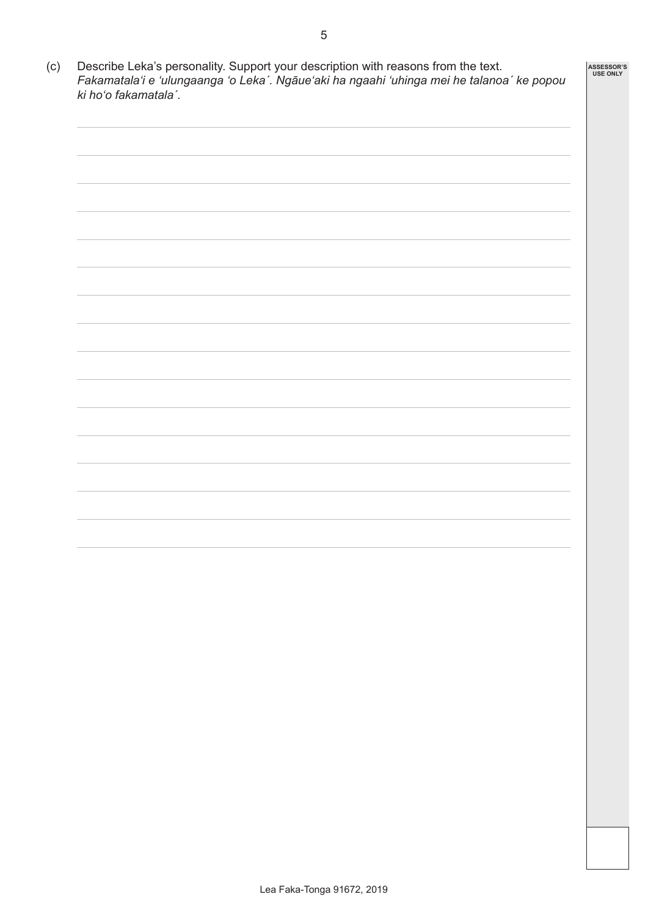(c) Describe Leka's personality. Support your description with reasons from the text.
*Fakamatala'i e 'ulungaanga 'o Leka´. Ngāue'aki ha ngaahi 'uhinga mei he talanoa´ ke popou ki ho'o fakamatala´.*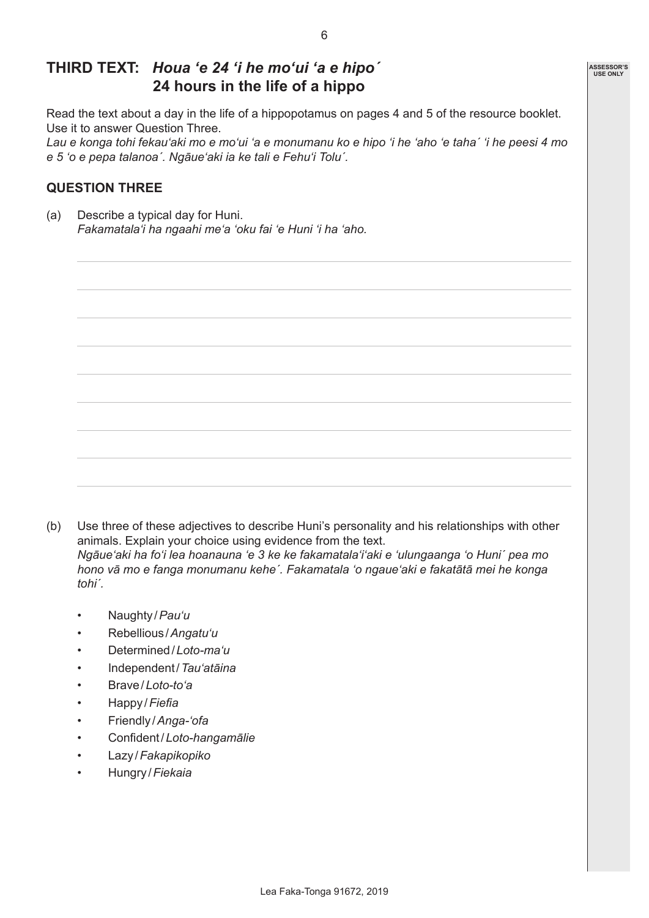## THIRD TEXT: *Houa ʻe 24 ʻi he moʻui ʻa e hipo´*
## 24 hours in the life of a hippo

Read the text about a day in the life of a hippopotamus on pages 4 and 5 of the resource booklet. Use it to answer Question Three.
*Lau e konga tohi fekauʻaki mo e moʻui ʻa e monumanu ko e hipo ʻi he ʻaho ʻe taha´ ʻi he peesi 4 mo e 5 ʻo e pepa talanoa´. Ngāueʻaki ia ke tali e Fehuʻi Tolu´.*

### QUESTION THREE

(a) Describe a typical day for Huni.
*Fakamatalaʻi ha ngaahi meʻa ʻoku fai ʻe Huni ʻi ha ʻaho.*

(b) Use three of these adjectives to describe Huni's personality and his relationships with other animals. Explain your choice using evidence from the text.
*Ngāueʻaki ha foʻi lea hoanauna ʻe 3 ke ke fakamatalaʻiʻaki e ʻulungaanga ʻo Huni´ pea mo hono vā mo e fanga monumanu kehe´. Fakamatala ʻo ngaueʻaki e fakatātā mei he konga tohi´.*

- Naughty / *Pauʻu*
- Rebellious / *Angatuʻu*
- Determined / *Loto-maʻu*
- Independent / *Tauʻatāina*
- Brave / *Loto-toʻa*
- Happy / *Fiefia*
- Friendly / *Anga-ʻofa*
- Confident / *Loto-hangamālie*
- Lazy / *Fakapikopiko*
- Hungry / *Fiekaia*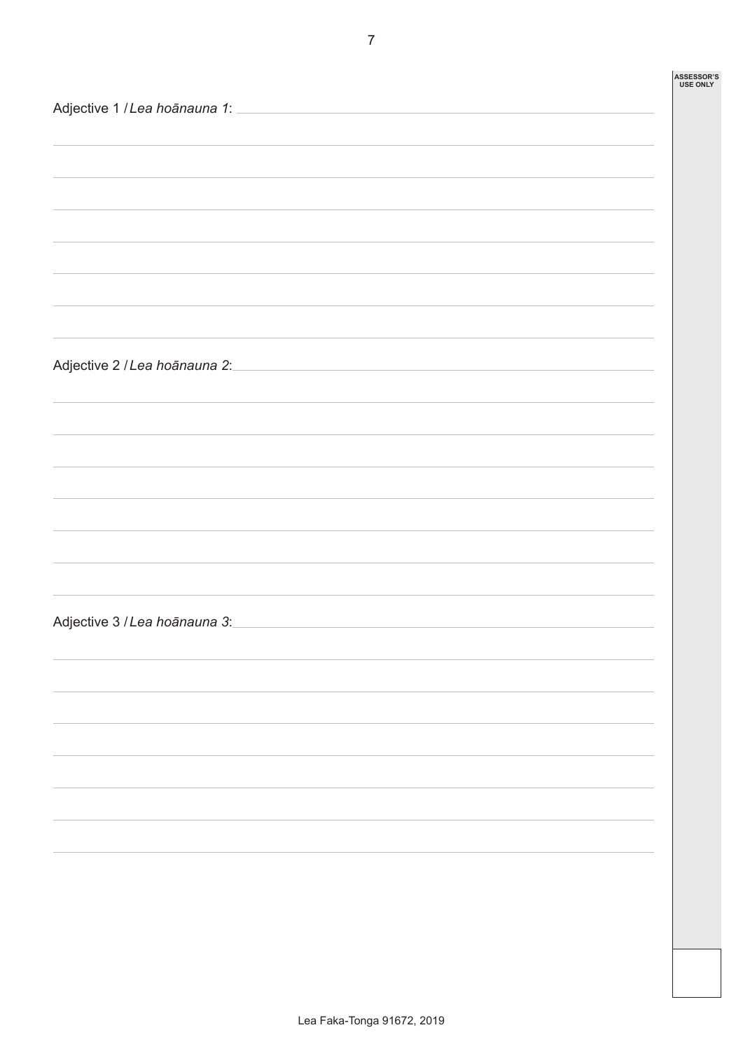Adjective 1 / *Lea hoānauna 1*: 

Adjective 2 / *Lea hoānauna 2*:

Adjective 3 / *Lea hoānauna 3*: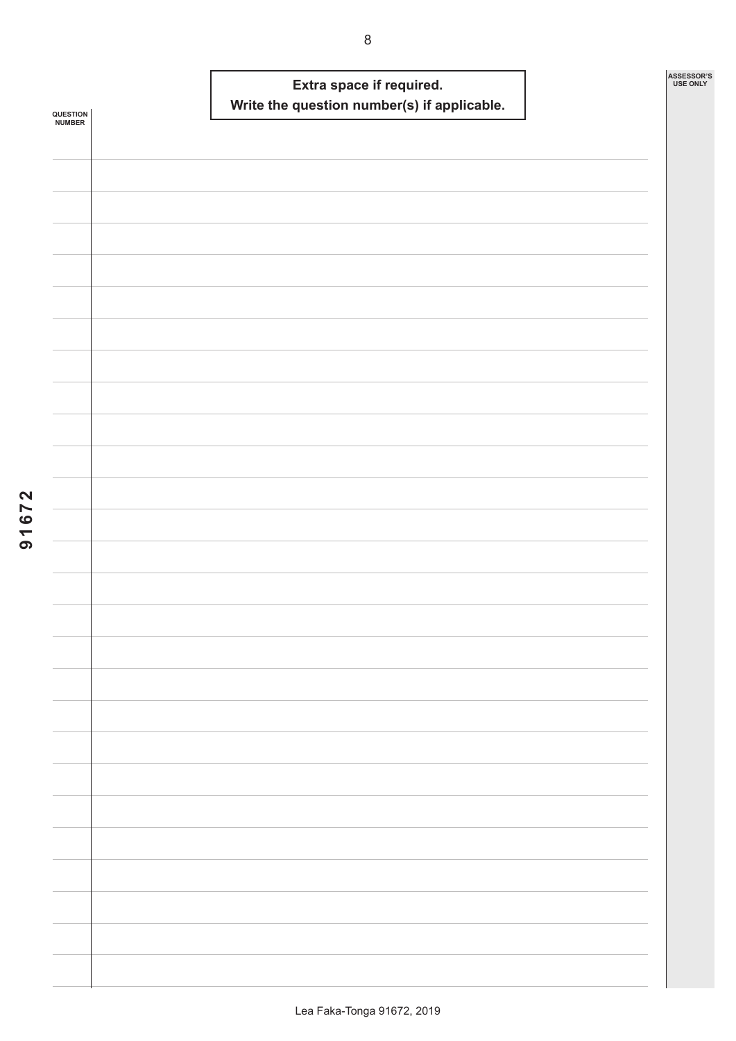**Extra space if required.**
**Write the question number(s) if applicable.**

QUESTION NUMBER

ASSESSOR'S USE ONLY

91672